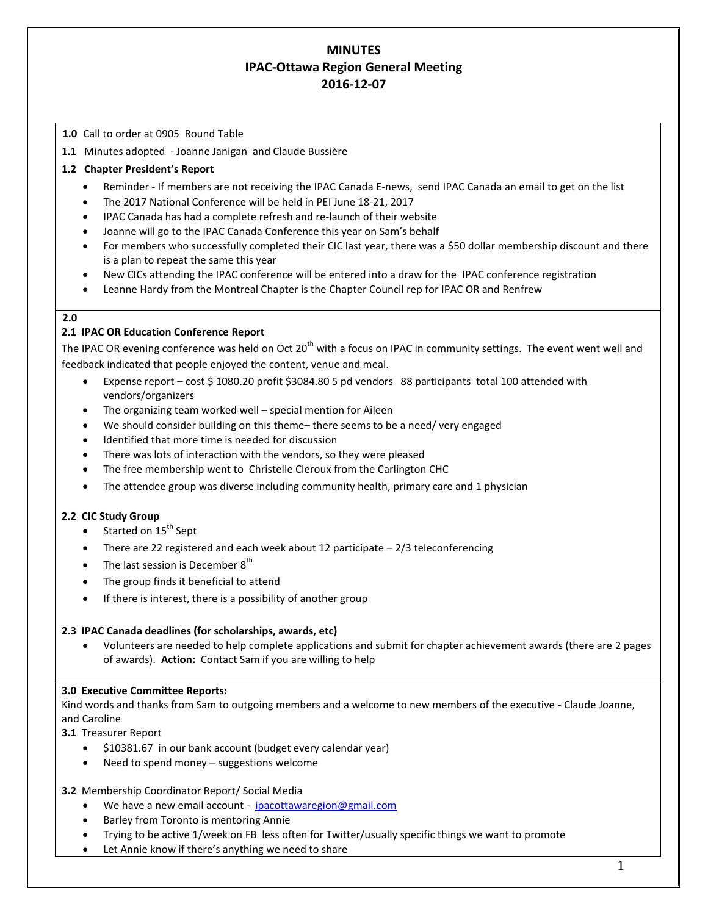# MINUTES
## IPAC-Ottawa Region General Meeting
## 2016-12-07

**1.0** Call to order at 0905 Round Table

**1.1** Minutes adopted - Joanne Janigan and Claude Bussière

**1.2 Chapter President's Report**

- Reminder - If members are not receiving the IPAC Canada E-news, send IPAC Canada an email to get on the list
- The 2017 National Conference will be held in PEI June 18-21, 2017
- IPAC Canada has had a complete refresh and re-launch of their website
- Joanne will go to the IPAC Canada Conference this year on Sam's behalf
- For members who successfully completed their CIC last year, there was a $50 dollar membership discount and there is a plan to repeat the same this year
- New CICs attending the IPAC conference will be entered into a draw for the IPAC conference registration
- Leanne Hardy from the Montreal Chapter is the Chapter Council rep for IPAC OR and Renfrew

**2.0**

**2.1 IPAC OR Education Conference Report**

The IPAC OR evening conference was held on Oct 20th with a focus on IPAC in community settings. The event went well and feedback indicated that people enjoyed the content, venue and meal.

- Expense report – cost $ 1080.20 profit $3084.80 5 pd vendors 88 participants total 100 attended with vendors/organizers
- The organizing team worked well – special mention for Aileen
- We should consider building on this theme– there seems to be a need/ very engaged
- Identified that more time is needed for discussion
- There was lots of interaction with the vendors, so they were pleased
- The free membership went to Christelle Cleroux from the Carlington CHC
- The attendee group was diverse including community health, primary care and 1 physician

**2.2 CIC Study Group**

- Started on 15th Sept
- There are 22 registered and each week about 12 participate – 2/3 teleconferencing
- The last session is December 8th
- The group finds it beneficial to attend
- If there is interest, there is a possibility of another group

**2.3 IPAC Canada deadlines (for scholarships, awards, etc)**

- Volunteers are needed to help complete applications and submit for chapter achievement awards (there are 2 pages of awards). **Action:** Contact Sam if you are willing to help

**3.0 Executive Committee Reports:**

Kind words and thanks from Sam to outgoing members and a welcome to new members of the executive - Claude Joanne, and Caroline

**3.1** Treasurer Report

- $10381.67 in our bank account (budget every calendar year)
- Need to spend money – suggestions welcome

**3.2** Membership Coordinator Report/ Social Media

- We have a new email account - ipacottawaregion@gmail.com
- Barley from Toronto is mentoring Annie
- Trying to be active 1/week on FB less often for Twitter/usually specific things we want to promote
- Let Annie know if there's anything we need to share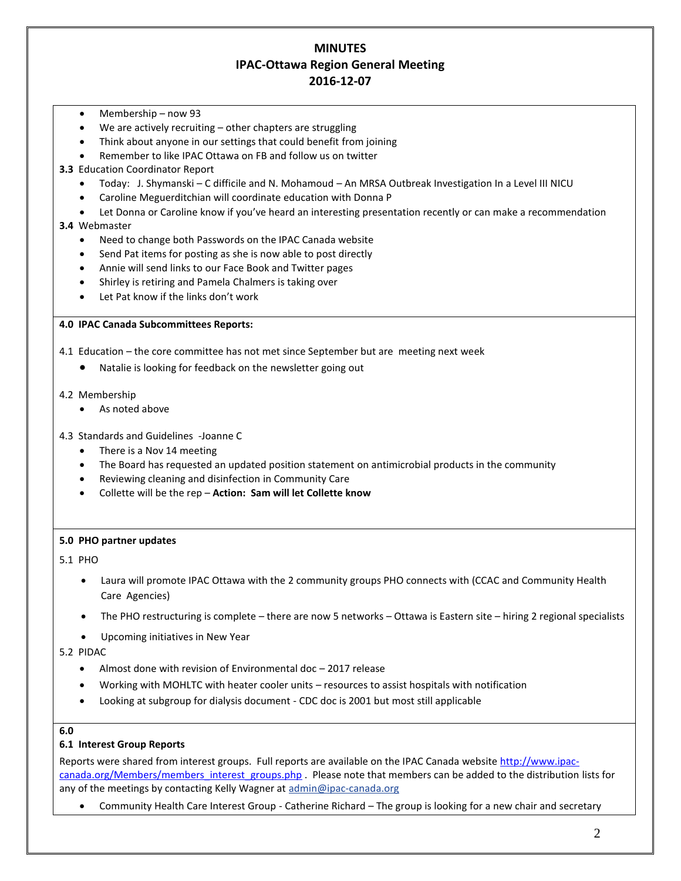# MINUTES
## IPAC-Ottawa Region General Meeting
## 2016-12-07

- Membership – now 93
- We are actively recruiting – other chapters are struggling
- Think about anyone in our settings that could benefit from joining
- Remember to like IPAC Ottawa on FB and follow us on twitter

**3.3** Education Coordinator Report

- Today: J. Shymanski – C difficile and N. Mohamoud – An MRSA Outbreak Investigation In a Level III NICU
- Caroline Meguerditchian will coordinate education with Donna P
- Let Donna or Caroline know if you've heard an interesting presentation recently or can make a recommendation

**3.4** Webmaster

- Need to change both Passwords on the IPAC Canada website
- Send Pat items for posting as she is now able to post directly
- Annie will send links to our Face Book and Twitter pages
- Shirley is retiring and Pamela Chalmers is taking over
- Let Pat know if the links don't work

**4.0 IPAC Canada Subcommittees Reports:**

4.1 Education – the core committee has not met since September but are meeting next week

- Natalie is looking for feedback on the newsletter going out

4.2 Membership

- As noted above

4.3 Standards and Guidelines -Joanne C

- There is a Nov 14 meeting
- The Board has requested an updated position statement on antimicrobial products in the community
- Reviewing cleaning and disinfection in Community Care
- Collette will be the rep – **Action: Sam will let Collette know**

**5.0 PHO partner updates**

5.1 PHO

- Laura will promote IPAC Ottawa with the 2 community groups PHO connects with (CCAC and Community Health Care Agencies)
- The PHO restructuring is complete – there are now 5 networks – Ottawa is Eastern site – hiring 2 regional specialists
- Upcoming initiatives in New Year

5.2 PIDAC

- Almost done with revision of Environmental doc – 2017 release
- Working with MOHLTC with heater cooler units – resources to assist hospitals with notification
- Looking at subgroup for dialysis document - CDC doc is 2001 but most still applicable

**6.0**

**6.1 Interest Group Reports**

Reports were shared from interest groups. Full reports are available on the IPAC Canada website http://www.ipac-canada.org/Members/members_interest_groups.php . Please note that members can be added to the distribution lists for any of the meetings by contacting Kelly Wagner at admin@ipac-canada.org

- Community Health Care Interest Group - Catherine Richard – The group is looking for a new chair and secretary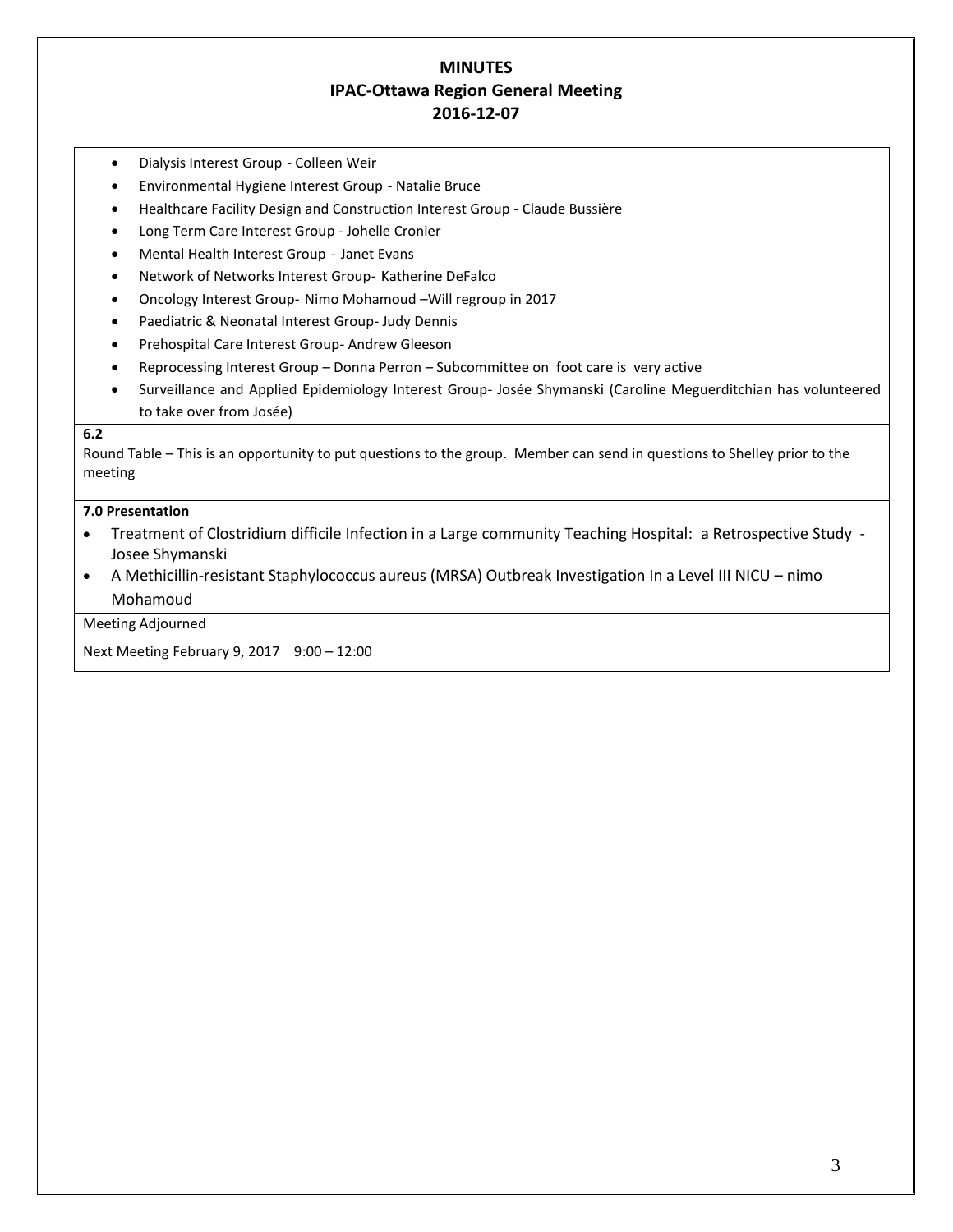# MINUTES
## IPAC-Ottawa Region General Meeting
## 2016-12-07

- Dialysis Interest Group - Colleen Weir
- Environmental Hygiene Interest Group - Natalie Bruce
- Healthcare Facility Design and Construction Interest Group - Claude Bussière
- Long Term Care Interest Group - Johelle Cronier
- Mental Health Interest Group - Janet Evans
- Network of Networks Interest Group- Katherine DeFalco
- Oncology Interest Group- Nimo Mohamoud –Will regroup in 2017
- Paediatric & Neonatal Interest Group- Judy Dennis
- Prehospital Care Interest Group- Andrew Gleeson
- Reprocessing Interest Group – Donna Perron – Subcommittee on foot care is very active
- Surveillance and Applied Epidemiology Interest Group- Josée Shymanski (Caroline Meguerditchian has volunteered to take over from Josée)

**6.2**

Round Table – This is an opportunity to put questions to the group. Member can send in questions to Shelley prior to the meeting

**7.0 Presentation**

- Treatment of Clostridium difficile Infection in a Large community Teaching Hospital: a Retrospective Study - Josee Shymanski
- A Methicillin-resistant Staphylococcus aureus (MRSA) Outbreak Investigation In a Level III NICU – nimo Mohamoud

Meeting Adjourned

Next Meeting February 9, 2017 9:00 – 12:00